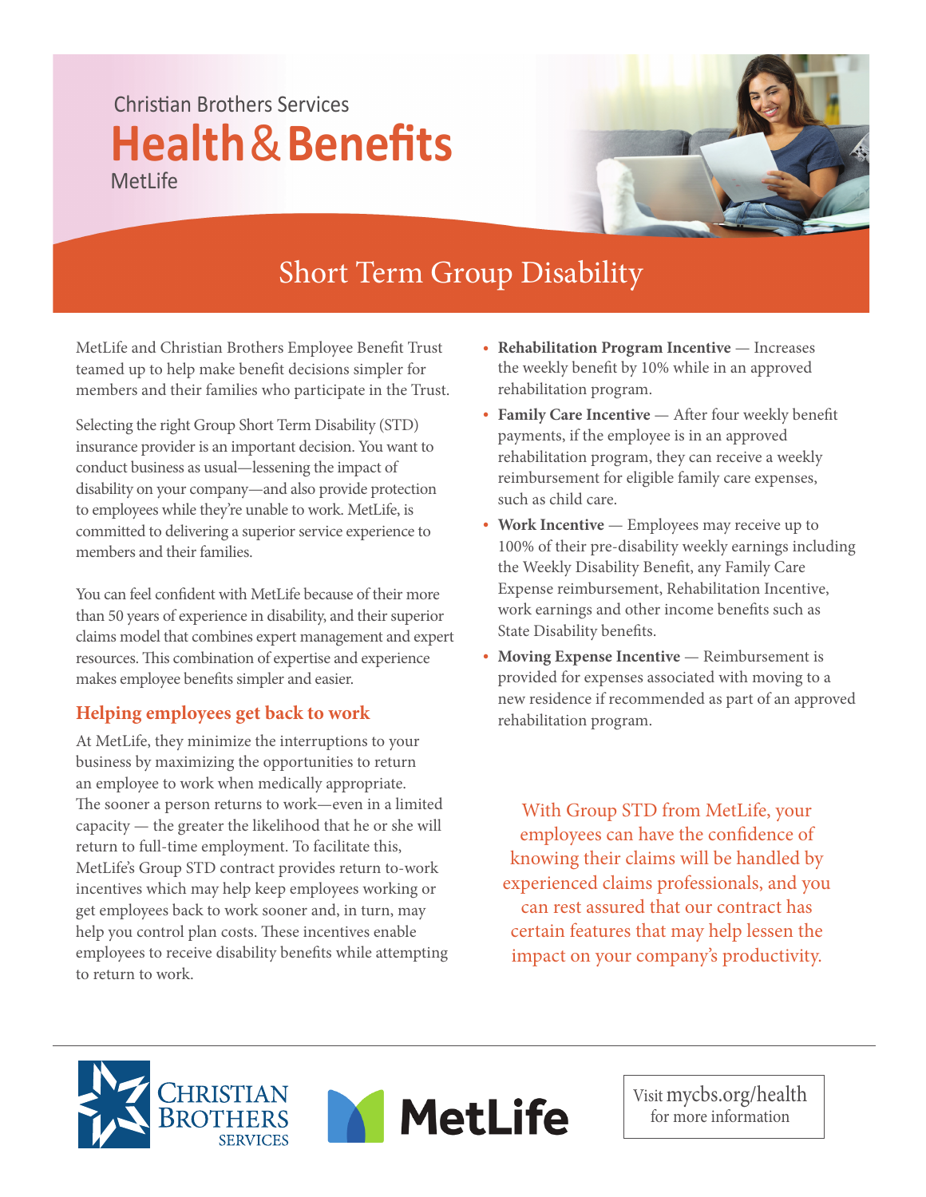Christian Brothers Services

# Health & Benefits

MetLife

## Short Term Group Disability

MetLife and Christian Brothers Employee Benefit Trust teamed up to help make benefit decisions simpler for members and their families who participate in the Trust.

Selecting the right Group Short Term Disability (STD) insurance provider is an important decision. You want to conduct business as usual—lessening the impact of disability on your company—and also provide protection to employees while they're unable to work. MetLife, is committed to delivering a superior service experience to members and their families.

You can feel confident with MetLife because of their more than 50 years of experience in disability, and their superior claims model that combines expert management and expert resources. This combination of expertise and experience makes employee benefits simpler and easier.

### Helping employees get back to work

At MetLife, they minimize the interruptions to your business by maximizing the opportunities to return an employee to work when medically appropriate. The sooner a person returns to work—even in a limited capacity — the greater the likelihood that he or she will return to full-time employment. To facilitate this, MetLife's Group STD contract provides return to-work incentives which may help keep employees working or get employees back to work sooner and, in turn, may help you control plan costs. These incentives enable employees to receive disability benefits while attempting to return to work.

- **Rehabilitation Program Incentive** — Increases the weekly benefit by 10% while in an approved rehabilitation program.
- **Family Care Incentive** — After four weekly benefit payments, if the employee is in an approved rehabilitation program, they can receive a weekly reimbursement for eligible family care expenses, such as child care.
- **Work Incentive** — Employees may receive up to 100% of their pre-disability weekly earnings including the Weekly Disability Benefit, any Family Care Expense reimbursement, Rehabilitation Incentive, work earnings and other income benefits such as State Disability benefits.
- **Moving Expense Incentive** — Reimbursement is provided for expenses associated with moving to a new residence if recommended as part of an approved rehabilitation program.

With Group STD from MetLife, your employees can have the confidence of knowing their claims will be handled by experienced claims professionals, and you can rest assured that our contract has certain features that may help lessen the impact on your company's productivity.

Christian Brothers Services

MetLife

Visit mycbs.org/health for more information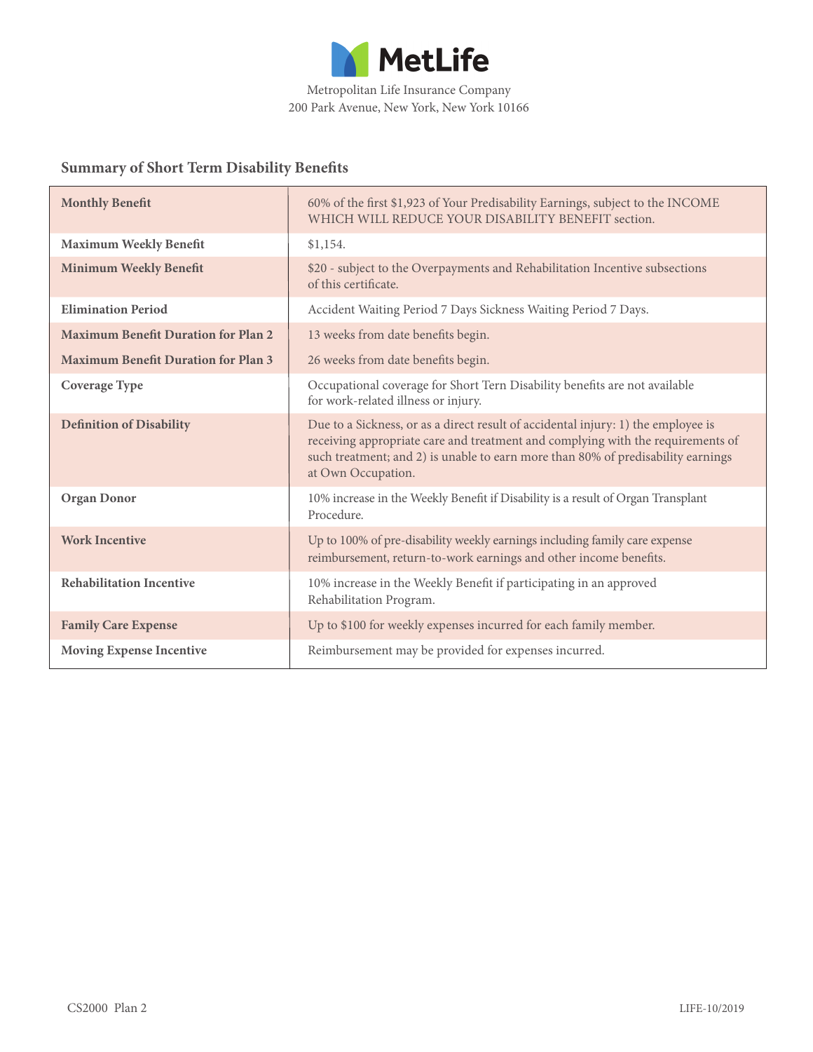MetLife

Metropolitan Life Insurance Company
200 Park Avenue, New York, New York 10166

## Summary of Short Term Disability Benefits

| | |
|---|---|
| **Monthly Benefit** | 60% of the first $1,923 of Your Predisability Earnings, subject to the INCOME WHICH WILL REDUCE YOUR DISABILITY BENEFIT section. |
| **Maximum Weekly Benefit** | $1,154. |
| **Minimum Weekly Benefit** | $20 - subject to the Overpayments and Rehabilitation Incentive subsections of this certificate. |
| **Elimination Period** | Accident Waiting Period 7 Days Sickness Waiting Period 7 Days. |
| **Maximum Benefit Duration for Plan 2** | 13 weeks from date benefits begin. |
| **Maximum Benefit Duration for Plan 3** | 26 weeks from date benefits begin. |
| **Coverage Type** | Occupational coverage for Short Tern Disability benefits are not available for work-related illness or injury. |
| **Definition of Disability** | Due to a Sickness, or as a direct result of accidental injury: 1) the employee is receiving appropriate care and treatment and complying with the requirements of such treatment; and 2) is unable to earn more than 80% of predisability earnings at Own Occupation. |
| **Organ Donor** | 10% increase in the Weekly Benefit if Disability is a result of Organ Transplant Procedure. |
| **Work Incentive** | Up to 100% of pre-disability weekly earnings including family care expense reimbursement, return-to-work earnings and other income benefits. |
| **Rehabilitation Incentive** | 10% increase in the Weekly Benefit if participating in an approved Rehabilitation Program. |
| **Family Care Expense** | Up to $100 for weekly expenses incurred for each family member. |
| **Moving Expense Incentive** | Reimbursement may be provided for expenses incurred. |

CS2000 Plan 2

LIFE-10/2019